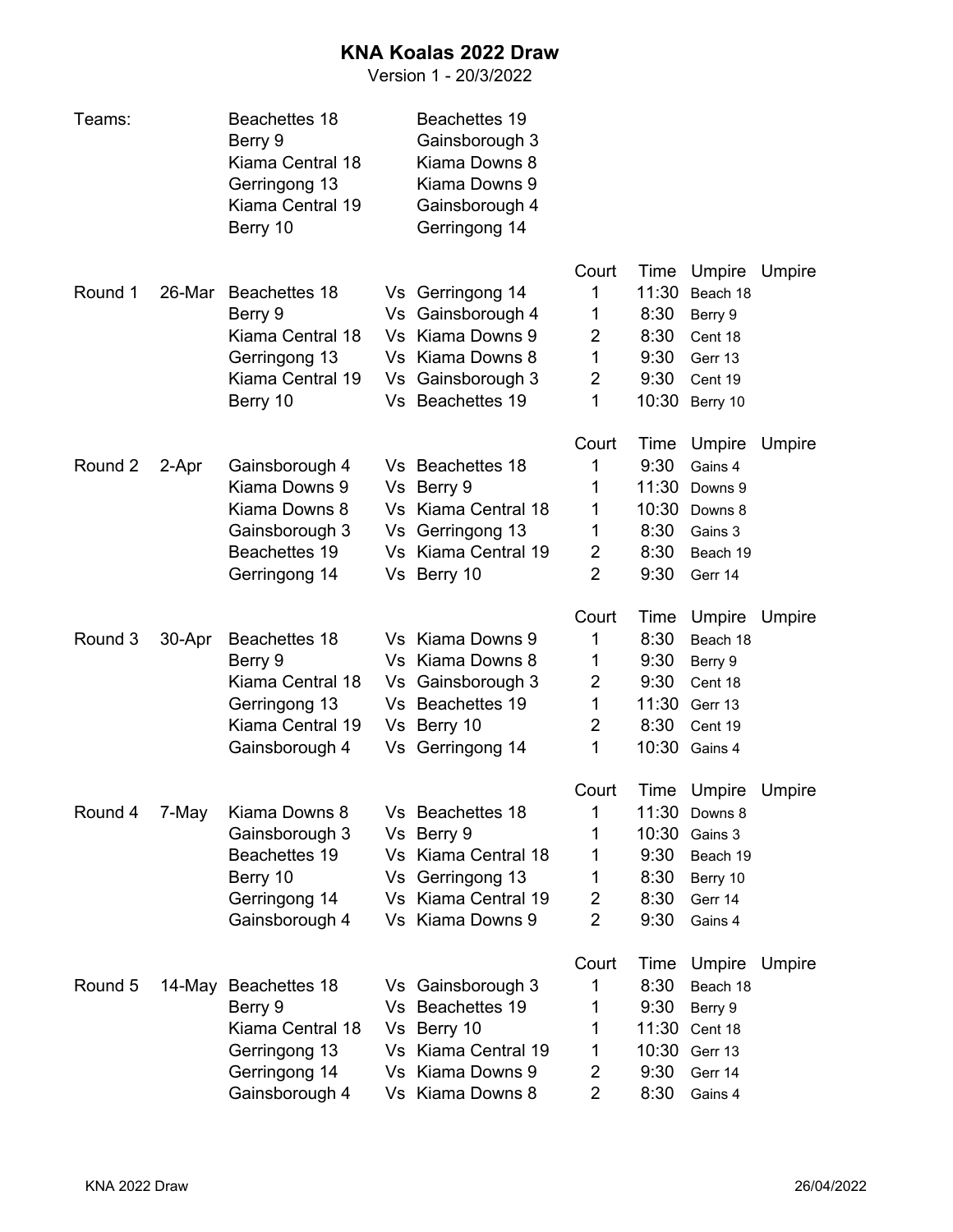# KNA Koalas 2022 Draw

Version 1 - 20/3/2022

Teams:

| | |
|---|---|
| Beachettes 18 | Beachettes 19 |
| Berry 9 | Gainsborough 3 |
| Kiama Central 18 | Kiama Downs 8 |
| Gerringong 13 | Kiama Downs 9 |
| Kiama Central 19 | Gainsborough 4 |
| Berry 10 | Gerringong 14 |

| | | | | | Court | Time | Umpire | Umpire |
|---|---|---|---|---|---|---|---|---|
| Round 1 | 26-Mar | Beachettes 18 | Vs | Gerringong 14 | 1 | 11:30 | Beach 18 | |
| | | Berry 9 | Vs | Gainsborough 4 | 1 | 8:30 | Berry 9 | |
| | | Kiama Central 18 | Vs | Kiama Downs 9 | 2 | 8:30 | Cent 18 | |
| | | Gerringong 13 | Vs | Kiama Downs 8 | 1 | 9:30 | Gerr 13 | |
| | | Kiama Central 19 | Vs | Gainsborough 3 | 2 | 9:30 | Cent 19 | |
| | | Berry 10 | Vs | Beachettes 19 | 1 | 10:30 | Berry 10 | |

| | | | | | Court | Time | Umpire | Umpire |
|---|---|---|---|---|---|---|---|---|
| Round 2 | 2-Apr | Gainsborough 4 | Vs | Beachettes 18 | 1 | 9:30 | Gains 4 | |
| | | Kiama Downs 9 | Vs | Berry 9 | 1 | 11:30 | Downs 9 | |
| | | Kiama Downs 8 | Vs | Kiama Central 18 | 1 | 10:30 | Downs 8 | |
| | | Gainsborough 3 | Vs | Gerringong 13 | 1 | 8:30 | Gains 3 | |
| | | Beachettes 19 | Vs | Kiama Central 19 | 2 | 8:30 | Beach 19 | |
| | | Gerringong 14 | Vs | Berry 10 | 2 | 9:30 | Gerr 14 | |

| | | | | | Court | Time | Umpire | Umpire |
|---|---|---|---|---|---|---|---|---|
| Round 3 | 30-Apr | Beachettes 18 | Vs | Kiama Downs 9 | 1 | 8:30 | Beach 18 | |
| | | Berry 9 | Vs | Kiama Downs 8 | 1 | 9:30 | Berry 9 | |
| | | Kiama Central 18 | Vs | Gainsborough 3 | 2 | 9:30 | Cent 18 | |
| | | Gerringong 13 | Vs | Beachettes 19 | 1 | 11:30 | Gerr 13 | |
| | | Kiama Central 19 | Vs | Berry 10 | 2 | 8:30 | Cent 19 | |
| | | Gainsborough 4 | Vs | Gerringong 14 | 1 | 10:30 | Gains 4 | |

| | | | | | Court | Time | Umpire | Umpire |
|---|---|---|---|---|---|---|---|---|
| Round 4 | 7-May | Kiama Downs 8 | Vs | Beachettes 18 | 1 | 11:30 | Downs 8 | |
| | | Gainsborough 3 | Vs | Berry 9 | 1 | 10:30 | Gains 3 | |
| | | Beachettes 19 | Vs | Kiama Central 18 | 1 | 9:30 | Beach 19 | |
| | | Berry 10 | Vs | Gerringong 13 | 1 | 8:30 | Berry 10 | |
| | | Gerringong 14 | Vs | Kiama Central 19 | 2 | 8:30 | Gerr 14 | |
| | | Gainsborough 4 | Vs | Kiama Downs 9 | 2 | 9:30 | Gains 4 | |

| | | | | | Court | Time | Umpire | Umpire |
|---|---|---|---|---|---|---|---|---|
| Round 5 | 14-May | Beachettes 18 | Vs | Gainsborough 3 | 1 | 8:30 | Beach 18 | |
| | | Berry 9 | Vs | Beachettes 19 | 1 | 9:30 | Berry 9 | |
| | | Kiama Central 18 | Vs | Berry 10 | 1 | 11:30 | Cent 18 | |
| | | Gerringong 13 | Vs | Kiama Central 19 | 1 | 10:30 | Gerr 13 | |
| | | Gerringong 14 | Vs | Kiama Downs 9 | 2 | 9:30 | Gerr 14 | |
| | | Gainsborough 4 | Vs | Kiama Downs 8 | 2 | 8:30 | Gains 4 | |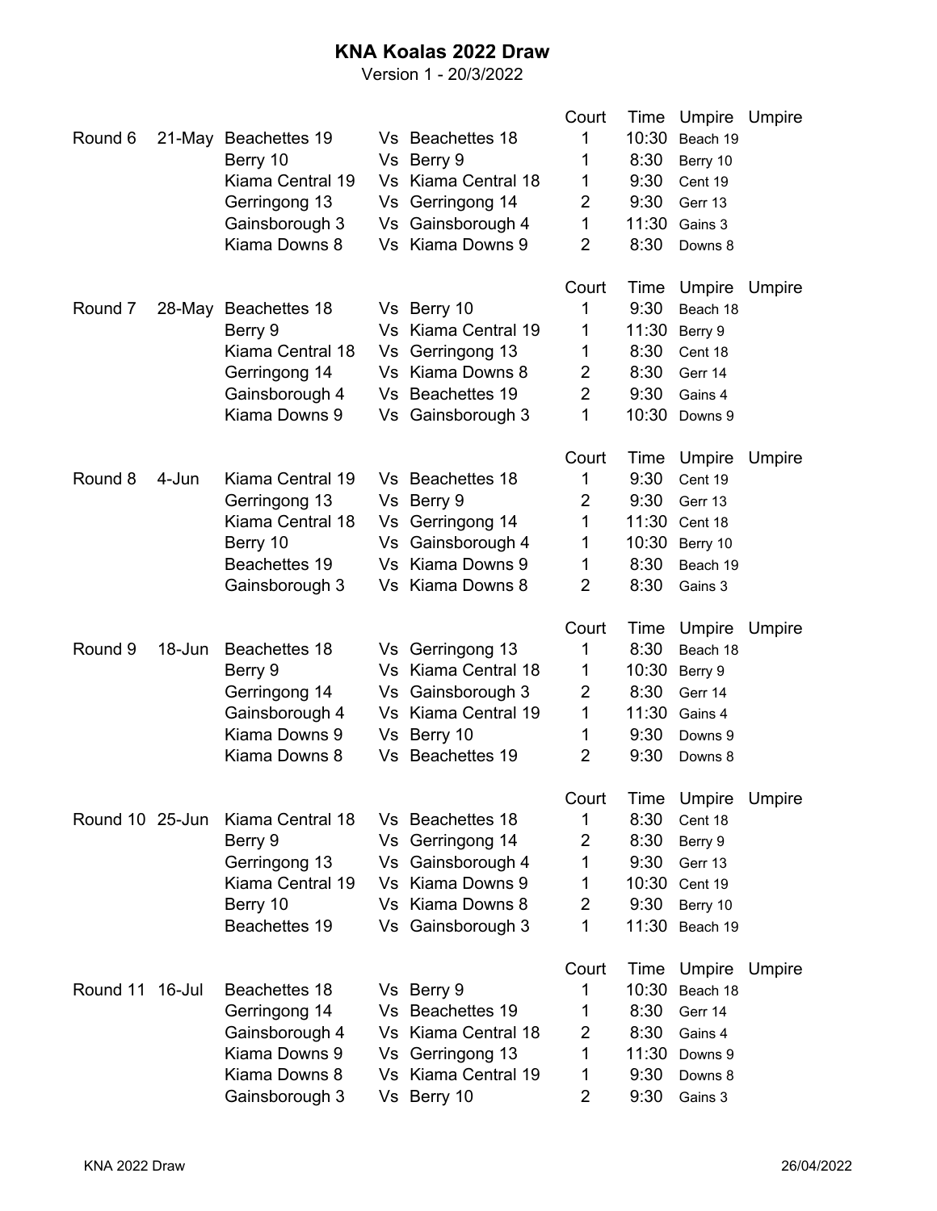# KNA Koalas 2022 Draw

Version 1 - 20/3/2022

| | | | | | Court | Time | Umpire | Umpire |
|---|---|---|---|---|---|---|---|---|
| Round 6 | 21-May | Beachettes 19 | Vs | Beachettes 18 | 1 | 10:30 | Beach 19 | |
| | | Berry 10 | Vs | Berry 9 | 1 | 8:30 | Berry 10 | |
| | | Kiama Central 19 | Vs | Kiama Central 18 | 1 | 9:30 | Cent 19 | |
| | | Gerringong 13 | Vs | Gerringong 14 | 2 | 9:30 | Gerr 13 | |
| | | Gainsborough 3 | Vs | Gainsborough 4 | 1 | 11:30 | Gains 3 | |
| | | Kiama Downs 8 | Vs | Kiama Downs 9 | 2 | 8:30 | Downs 8 | |
| | | | | | Court | Time | Umpire | Umpire |
| Round 7 | 28-May | Beachettes 18 | Vs | Berry 10 | 1 | 9:30 | Beach 18 | |
| | | Berry 9 | Vs | Kiama Central 19 | 1 | 11:30 | Berry 9 | |
| | | Kiama Central 18 | Vs | Gerringong 13 | 1 | 8:30 | Cent 18 | |
| | | Gerringong 14 | Vs | Kiama Downs 8 | 2 | 8:30 | Gerr 14 | |
| | | Gainsborough 4 | Vs | Beachettes 19 | 2 | 9:30 | Gains 4 | |
| | | Kiama Downs 9 | Vs | Gainsborough 3 | 1 | 10:30 | Downs 9 | |
| | | | | | Court | Time | Umpire | Umpire |
| Round 8 | 4-Jun | Kiama Central 19 | Vs | Beachettes 18 | 1 | 9:30 | Cent 19 | |
| | | Gerringong 13 | Vs | Berry 9 | 2 | 9:30 | Gerr 13 | |
| | | Kiama Central 18 | Vs | Gerringong 14 | 1 | 11:30 | Cent 18 | |
| | | Berry 10 | Vs | Gainsborough 4 | 1 | 10:30 | Berry 10 | |
| | | Beachettes 19 | Vs | Kiama Downs 9 | 1 | 8:30 | Beach 19 | |
| | | Gainsborough 3 | Vs | Kiama Downs 8 | 2 | 8:30 | Gains 3 | |
| | | | | | Court | Time | Umpire | Umpire |
| Round 9 | 18-Jun | Beachettes 18 | Vs | Gerringong 13 | 1 | 8:30 | Beach 18 | |
| | | Berry 9 | Vs | Kiama Central 18 | 1 | 10:30 | Berry 9 | |
| | | Gerringong 14 | Vs | Gainsborough 3 | 2 | 8:30 | Gerr 14 | |
| | | Gainsborough 4 | Vs | Kiama Central 19 | 1 | 11:30 | Gains 4 | |
| | | Kiama Downs 9 | Vs | Berry 10 | 1 | 9:30 | Downs 9 | |
| | | Kiama Downs 8 | Vs | Beachettes 19 | 2 | 9:30 | Downs 8 | |
| | | | | | Court | Time | Umpire | Umpire |
| Round 10 | 25-Jun | Kiama Central 18 | Vs | Beachettes 18 | 1 | 8:30 | Cent 18 | |
| | | Berry 9 | Vs | Gerringong 14 | 2 | 8:30 | Berry 9 | |
| | | Gerringong 13 | Vs | Gainsborough 4 | 1 | 9:30 | Gerr 13 | |
| | | Kiama Central 19 | Vs | Kiama Downs 9 | 1 | 10:30 | Cent 19 | |
| | | Berry 10 | Vs | Kiama Downs 8 | 2 | 9:30 | Berry 10 | |
| | | Beachettes 19 | Vs | Gainsborough 3 | 1 | 11:30 | Beach 19 | |
| | | | | | Court | Time | Umpire | Umpire |
| Round 11 | 16-Jul | Beachettes 18 | Vs | Berry 9 | 1 | 10:30 | Beach 18 | |
| | | Gerringong 14 | Vs | Beachettes 19 | 1 | 8:30 | Gerr 14 | |
| | | Gainsborough 4 | Vs | Kiama Central 18 | 2 | 8:30 | Gains 4 | |
| | | Kiama Downs 9 | Vs | Gerringong 13 | 1 | 11:30 | Downs 9 | |
| | | Kiama Downs 8 | Vs | Kiama Central 19 | 1 | 9:30 | Downs 8 | |
| | | Gainsborough 3 | Vs | Berry 10 | 2 | 9:30 | Gains 3 | |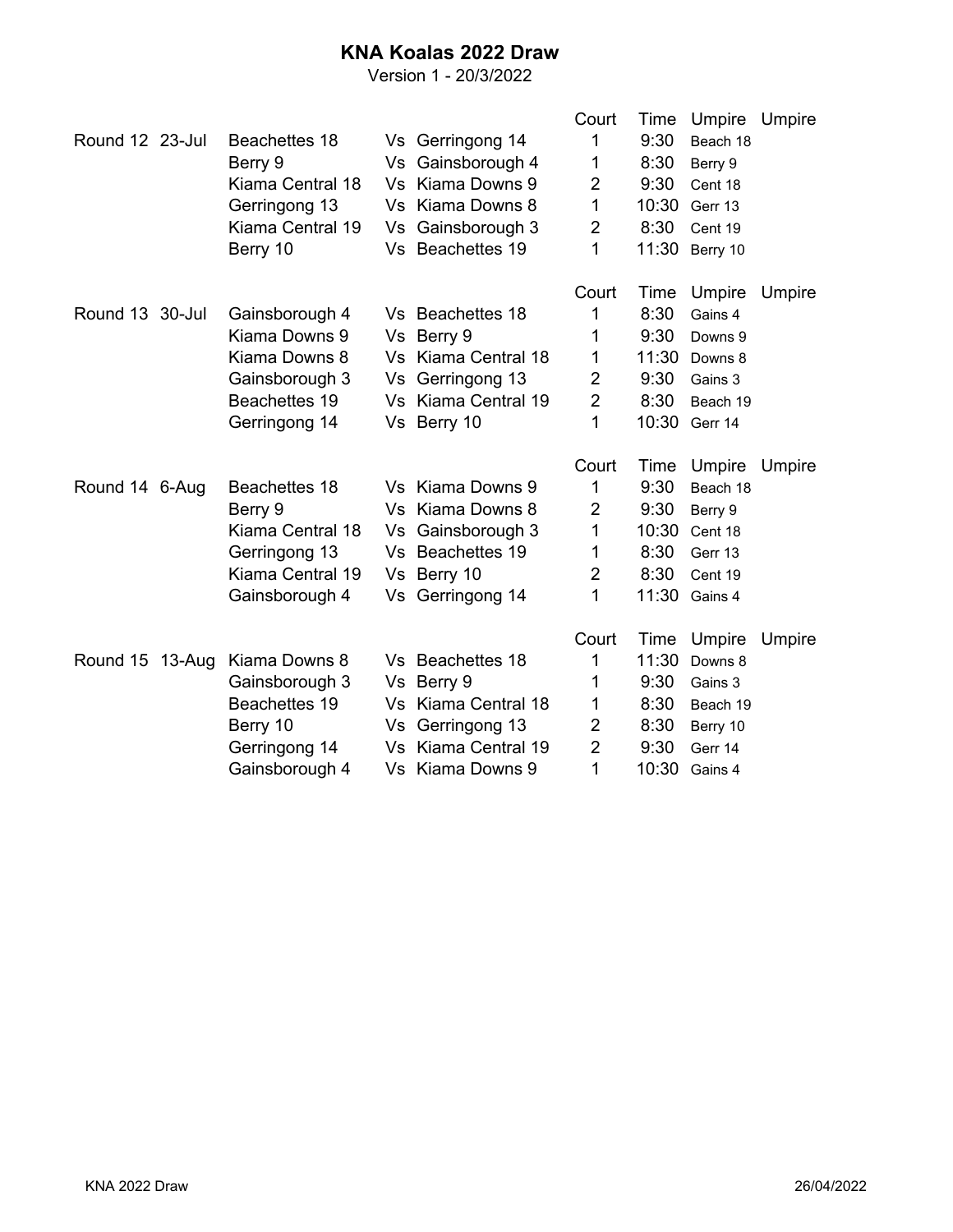# KNA Koalas 2022 Draw

Version 1 - 20/3/2022

| | | | | | Court | Time | Umpire | Umpire |
|---|---|---|---|---|---|---|---|---|
| Round 12 | 23-Jul | Beachettes 18 | Vs | Gerringong 14 | 1 | 9:30 | Beach 18 | |
| | | Berry 9 | Vs | Gainsborough 4 | 1 | 8:30 | Berry 9 | |
| | | Kiama Central 18 | Vs | Kiama Downs 9 | 2 | 9:30 | Cent 18 | |
| | | Gerringong 13 | Vs | Kiama Downs 8 | 1 | 10:30 | Gerr 13 | |
| | | Kiama Central 19 | Vs | Gainsborough 3 | 2 | 8:30 | Cent 19 | |
| | | Berry 10 | Vs | Beachettes 19 | 1 | 11:30 | Berry 10 | |
| | | | | | Court | Time | Umpire | Umpire |
| Round 13 | 30-Jul | Gainsborough 4 | Vs | Beachettes 18 | 1 | 8:30 | Gains 4 | |
| | | Kiama Downs 9 | Vs | Berry 9 | 1 | 9:30 | Downs 9 | |
| | | Kiama Downs 8 | Vs | Kiama Central 18 | 1 | 11:30 | Downs 8 | |
| | | Gainsborough 3 | Vs | Gerringong 13 | 2 | 9:30 | Gains 3 | |
| | | Beachettes 19 | Vs | Kiama Central 19 | 2 | 8:30 | Beach 19 | |
| | | Gerringong 14 | Vs | Berry 10 | 1 | 10:30 | Gerr 14 | |
| | | | | | Court | Time | Umpire | Umpire |
| Round 14 | 6-Aug | Beachettes 18 | Vs | Kiama Downs 9 | 1 | 9:30 | Beach 18 | |
| | | Berry 9 | Vs | Kiama Downs 8 | 2 | 9:30 | Berry 9 | |
| | | Kiama Central 18 | Vs | Gainsborough 3 | 1 | 10:30 | Cent 18 | |
| | | Gerringong 13 | Vs | Beachettes 19 | 1 | 8:30 | Gerr 13 | |
| | | Kiama Central 19 | Vs | Berry 10 | 2 | 8:30 | Cent 19 | |
| | | Gainsborough 4 | Vs | Gerringong 14 | 1 | 11:30 | Gains 4 | |
| | | | | | Court | Time | Umpire | Umpire |
| Round 15 | 13-Aug | Kiama Downs 8 | Vs | Beachettes 18 | 1 | 11:30 | Downs 8 | |
| | | Gainsborough 3 | Vs | Berry 9 | 1 | 9:30 | Gains 3 | |
| | | Beachettes 19 | Vs | Kiama Central 18 | 1 | 8:30 | Beach 19 | |
| | | Berry 10 | Vs | Gerringong 13 | 2 | 8:30 | Berry 10 | |
| | | Gerringong 14 | Vs | Kiama Central 19 | 2 | 9:30 | Gerr 14 | |
| | | Gainsborough 4 | Vs | Kiama Downs 9 | 1 | 10:30 | Gains 4 | |